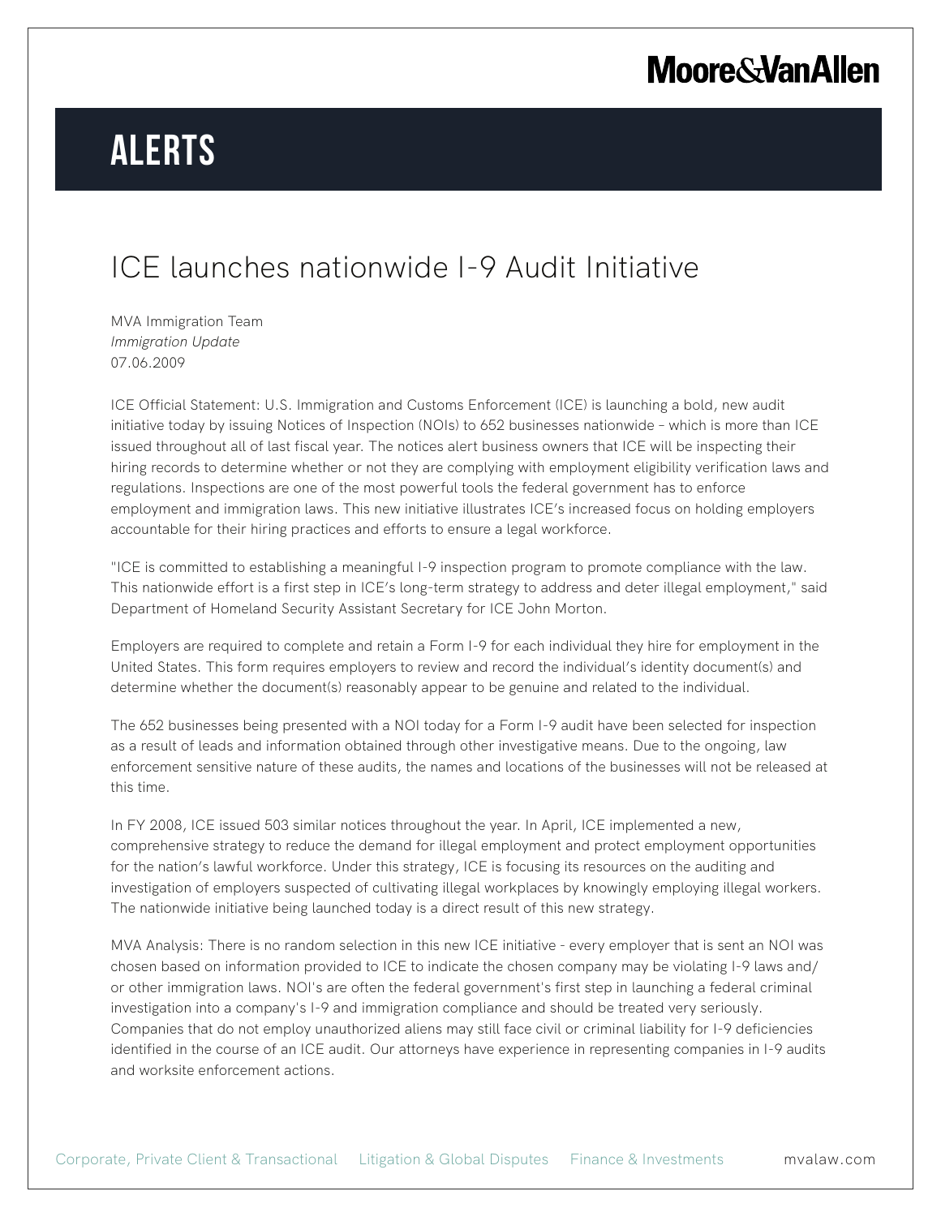# ALERTS

## ICE launches nationwide I-9 Audit Initiative

MVA Immigration Team
*Immigration Update*
07.06.2009

ICE Official Statement: U.S. Immigration and Customs Enforcement (ICE) is launching a bold, new audit initiative today by issuing Notices of Inspection (NOIs) to 652 businesses nationwide – which is more than ICE issued throughout all of last fiscal year. The notices alert business owners that ICE will be inspecting their hiring records to determine whether or not they are complying with employment eligibility verification laws and regulations. Inspections are one of the most powerful tools the federal government has to enforce employment and immigration laws. This new initiative illustrates ICE's increased focus on holding employers accountable for their hiring practices and efforts to ensure a legal workforce.

"ICE is committed to establishing a meaningful I-9 inspection program to promote compliance with the law. This nationwide effort is a first step in ICE's long-term strategy to address and deter illegal employment," said Department of Homeland Security Assistant Secretary for ICE John Morton.

Employers are required to complete and retain a Form I-9 for each individual they hire for employment in the United States. This form requires employers to review and record the individual's identity document(s) and determine whether the document(s) reasonably appear to be genuine and related to the individual.

The 652 businesses being presented with a NOI today for a Form I-9 audit have been selected for inspection as a result of leads and information obtained through other investigative means. Due to the ongoing, law enforcement sensitive nature of these audits, the names and locations of the businesses will not be released at this time.

In FY 2008, ICE issued 503 similar notices throughout the year. In April, ICE implemented a new, comprehensive strategy to reduce the demand for illegal employment and protect employment opportunities for the nation's lawful workforce. Under this strategy, ICE is focusing its resources on the auditing and investigation of employers suspected of cultivating illegal workplaces by knowingly employing illegal workers. The nationwide initiative being launched today is a direct result of this new strategy.

MVA Analysis: There is no random selection in this new ICE initiative - every employer that is sent an NOI was chosen based on information provided to ICE to indicate the chosen company may be violating I-9 laws and/or other immigration laws. NOI's are often the federal government's first step in launching a federal criminal investigation into a company's I-9 and immigration compliance and should be treated very seriously. Companies that do not employ unauthorized aliens may still face civil or criminal liability for I-9 deficiencies identified in the course of an ICE audit. Our attorneys have experience in representing companies in I-9 audits and worksite enforcement actions.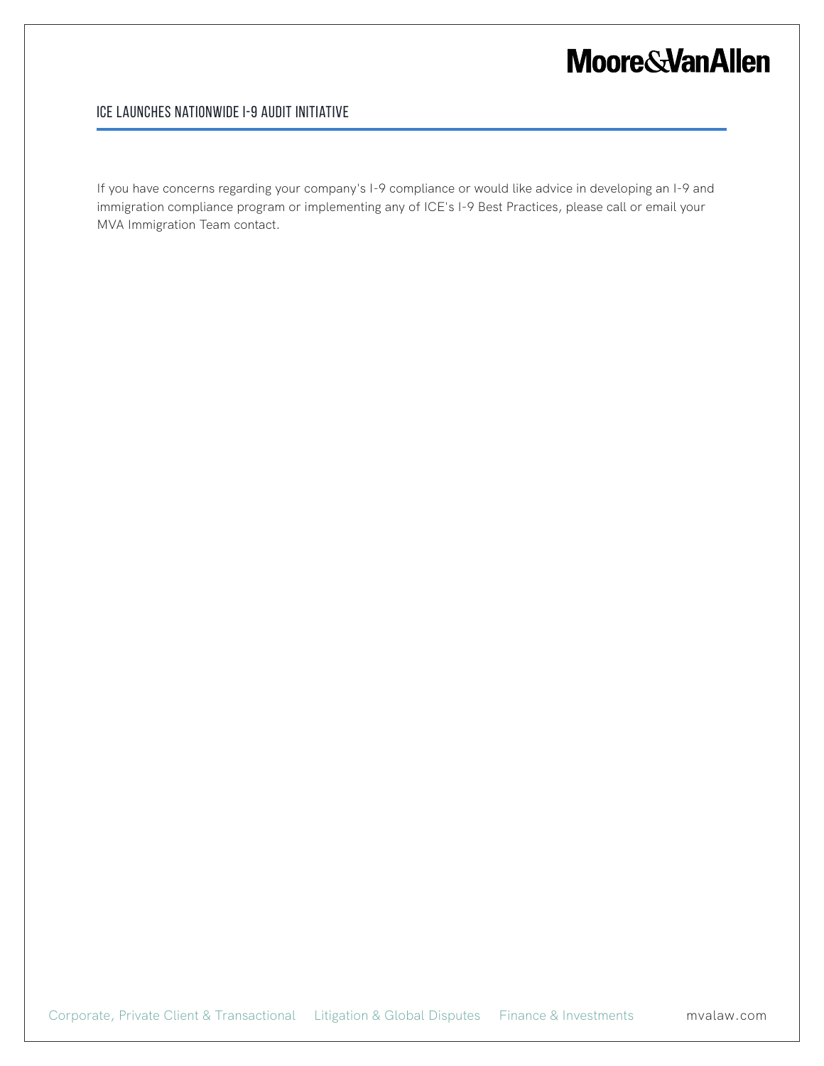If you have concerns regarding your company's I-9 compliance or would like advice in developing an I-9 and immigration compliance program or implementing any of ICE's I-9 Best Practices, please call or email your MVA Immigration Team contact.